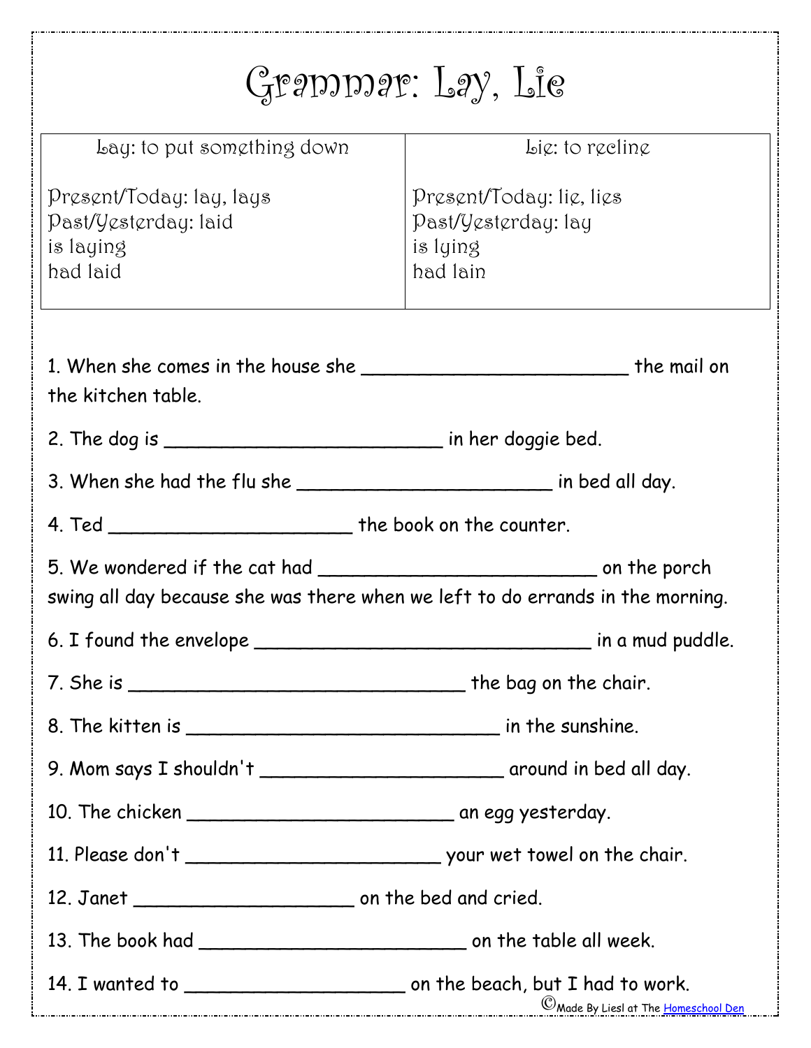# Grammar: Lay, Lie

| Lay: to put something down | Lie: to recline |
|---|---|
| Present/Today: lay, lays | Present/Today: lie, lies |
| Past/Yesterday: laid | Past/Yesterday: lay |
| is laying | is lying |
| had laid | had lain |

1. When she comes in the house she ________________________ the mail on the kitchen table.

2. The dog is _________________________ in her doggie bed.

3. When she had the flu she _______________________ in bed all day.

4. Ted ______________________ the book on the counter.

5. We wondered if the cat had _________________________ on the porch swing all day because she was there when we left to do errands in the morning.

6. I found the envelope _______________________________ in a mud puddle.

7. She is _______________________________ the bag on the chair.

8. The kitten is ____________________________ in the sunshine.

9. Mom says I shouldn't ______________________ around in bed all day.

10. The chicken ________________________ an egg yesterday.

11. Please don't _______________________ your wet towel on the chair.

12. Janet ____________________ on the bed and cried.

13. The book had ________________________ on the table all week.

14. I wanted to ____________________ on the beach, but I had to work.

©Made By Liesl at The Homeschool Den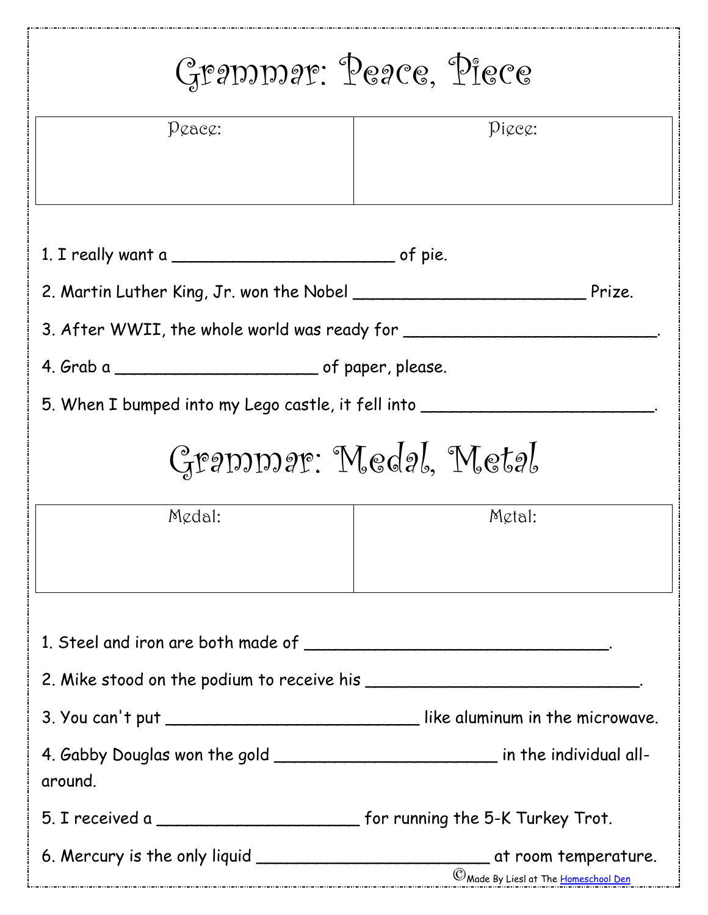# Grammar: Peace, Piece

| Peace: | Piece: |
| --- | --- |
| | |

1. I really want a _______________________ of pie.
2. Martin Luther King, Jr. won the Nobel ________________________ Prize.
3. After WWII, the whole world was ready for __________________________.
4. Grab a _____________________ of paper, please.
5. When I bumped into my Lego castle, it fell into ________________________.

# Grammar: Medal, Metal

| Medal: | Metal: |
| --- | --- |
| | |

1. Steel and iron are both made of _______________________________.
2. Mike stood on the podium to receive his ____________________________.
3. You can't put ___________________________ like aluminum in the microwave.
4. Gabby Douglas won the gold _______________________ in the individual all-around.
5. I received a _____________________ for running the 5-K Turkey Trot.
6. Mercury is the only liquid ________________________ at room temperature.

©Made By Liesl at The Homeschool Den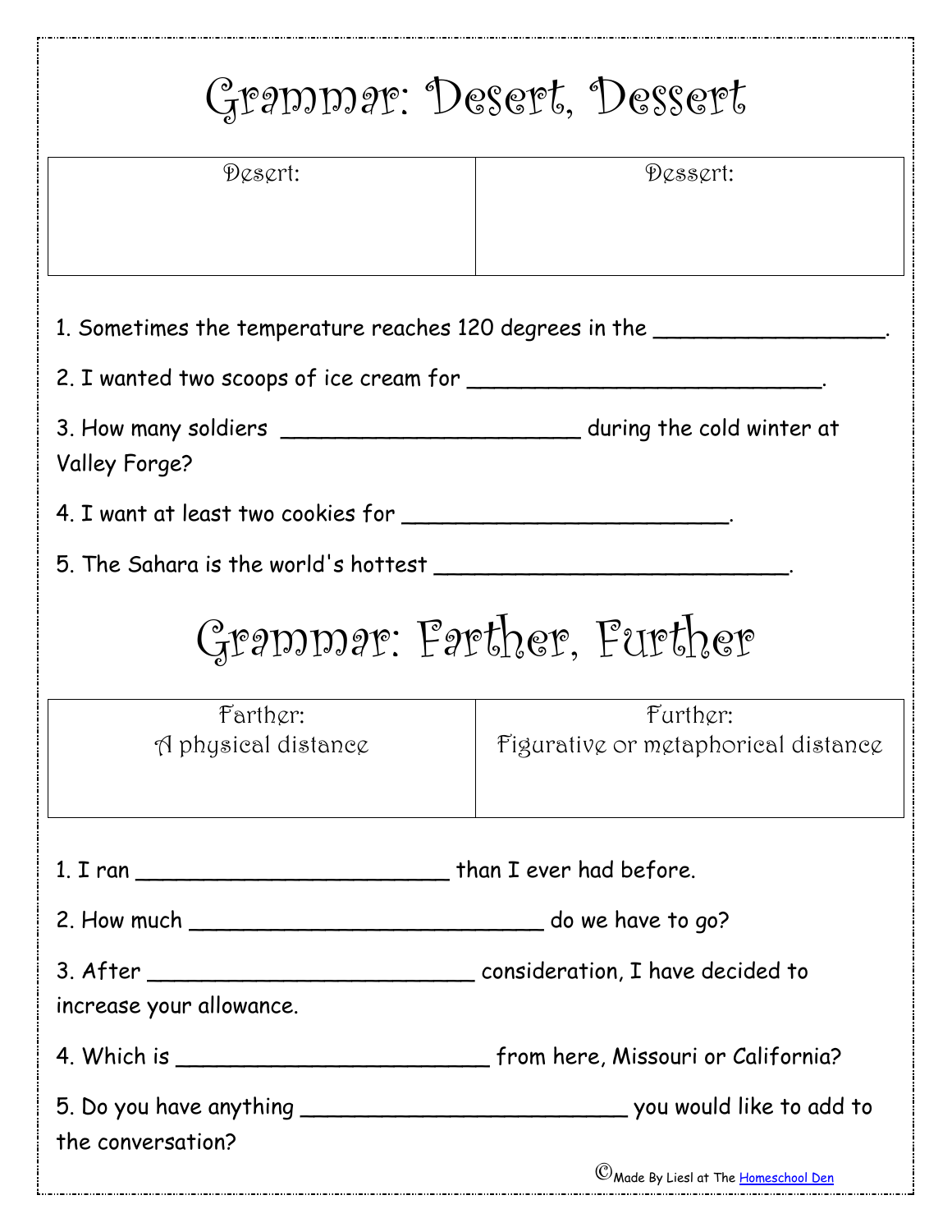# Grammar: Desert, Dessert

| Desert: | Dessert: |
| --- | --- |
| | |

1. Sometimes the temperature reaches 120 degrees in the ________________.

2. I wanted two scoops of ice cream for _________________________.

3. How many soldiers _____________________ during the cold winter at Valley Forge?

4. I want at least two cookies for _______________________.

5. The Sahara is the world's hottest _________________________.

# Grammar: Farther, Further

| Farther: A physical distance | Further: Figurative or metaphorical distance |
| --- | --- |
| | |

1. I ran ______________________ than I ever had before.

2. How much _________________________ do we have to go?

3. After _______________________ consideration, I have decided to increase your allowance.

4. Which is ______________________ from here, Missouri or California?

5. Do you have anything _______________________ you would like to add to the conversation?

©Made By Liesl at The Homeschool Den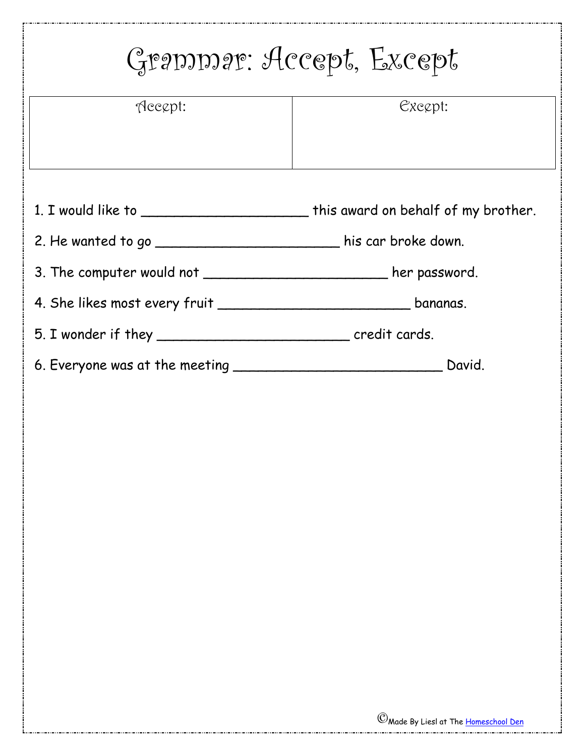# Grammar: Accept, Except

| Accept: | Except: |
| --- | --- |
| | |

1. I would like to ____________________ this award on behalf of my brother.
2. He wanted to go ______________________ his car broke down.
3. The computer would not ______________________ her password.
4. She likes most every fruit _______________________ bananas.
5. I wonder if they _______________________ credit cards.
6. Everyone was at the meeting _________________________ David.

©Made By Liesl at The Homeschool Den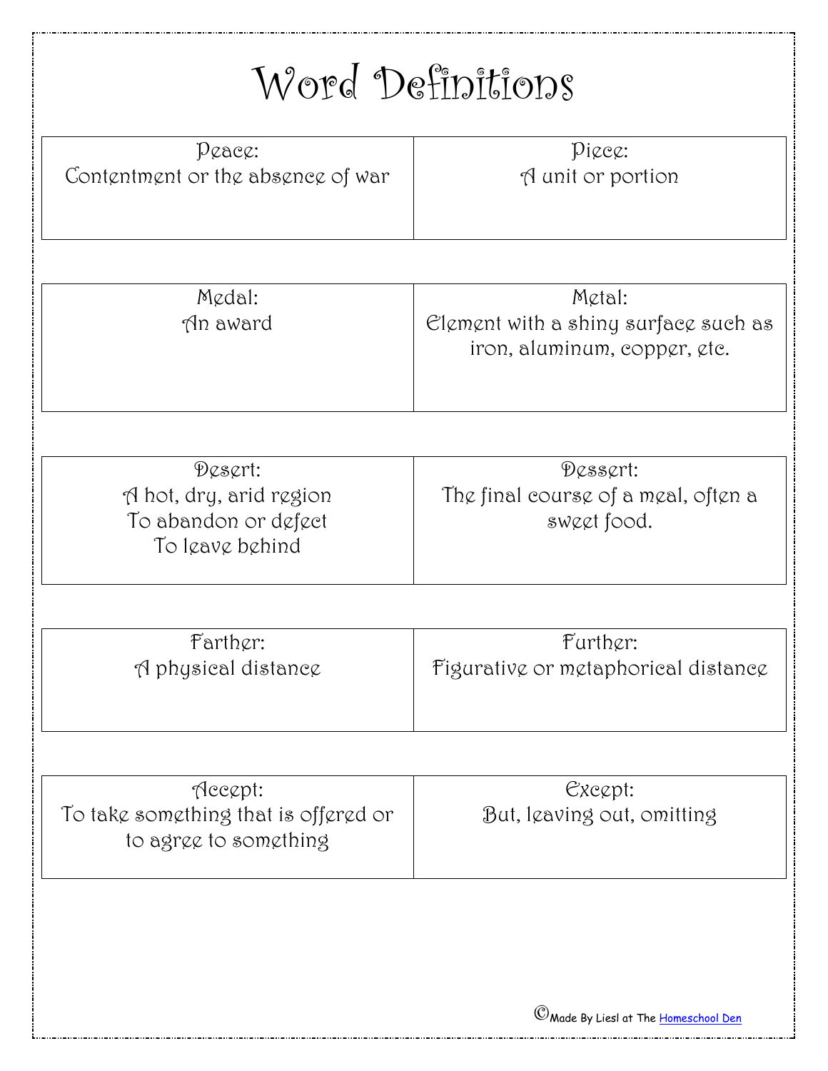# Word Definitions

| | |
|---|---|
| Peace:<br>Contentment or the absence of war | Piece:<br>A unit or portion |

| | |
|---|---|
| Medal:<br>An award | Metal:<br>Element with a shiny surface such as iron, aluminum, copper, etc. |

| | |
|---|---|
| Desert:<br>A hot, dry, arid region<br>To abandon or defect<br>To leave behind | Dessert:<br>The final course of a meal, often a sweet food. |

| | |
|---|---|
| Farther:<br>A physical distance | Further:<br>Figurative or metaphorical distance |

| | |
|---|---|
| Accept:<br>To take something that is offered or to agree to something | Except:<br>But, leaving out, omitting |

©Made By Liesl at The Homeschool Den